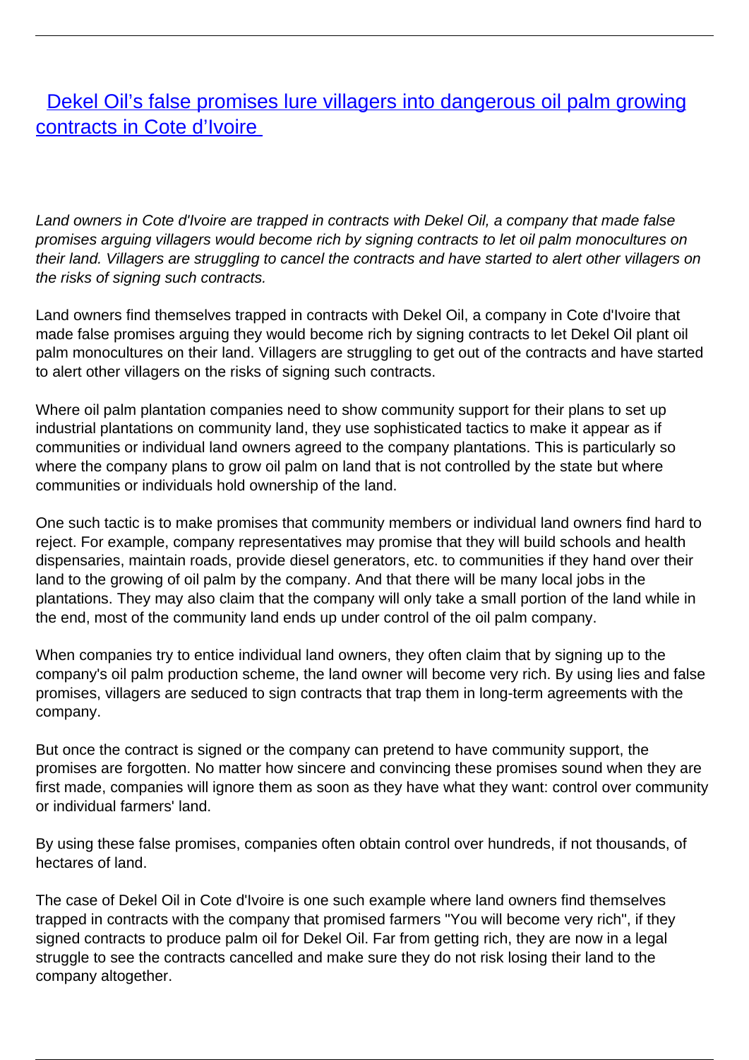# [Dekel Oil’s false promises lure villagers into dangerous oil palm growing contracts in Cote d’Ivoire]()

*Land owners in Cote d'Ivoire are trapped in contracts with Dekel Oil, a company that made false promises arguing villagers would become rich by signing contracts to let oil palm monocultures on their land. Villagers are struggling to cancel the contracts and have started to alert other villagers on the risks of signing such contracts.*

Land owners find themselves trapped in contracts with Dekel Oil, a company in Cote d'Ivoire that made false promises arguing they would become rich by signing contracts to let Dekel Oil plant oil palm monocultures on their land. Villagers are struggling to get out of the contracts and have started to alert other villagers on the risks of signing such contracts.

Where oil palm plantation companies need to show community support for their plans to set up industrial plantations on community land, they use sophisticated tactics to make it appear as if communities or individual land owners agreed to the company plantations. This is particularly so where the company plans to grow oil palm on land that is not controlled by the state but where communities or individuals hold ownership of the land.

One such tactic is to make promises that community members or individual land owners find hard to reject. For example, company representatives may promise that they will build schools and health dispensaries, maintain roads, provide diesel generators, etc. to communities if they hand over their land to the growing of oil palm by the company. And that there will be many local jobs in the plantations. They may also claim that the company will only take a small portion of the land while in the end, most of the community land ends up under control of the oil palm company.

When companies try to entice individual land owners, they often claim that by signing up to the company's oil palm production scheme, the land owner will become very rich. By using lies and false promises, villagers are seduced to sign contracts that trap them in long-term agreements with the company.

But once the contract is signed or the company can pretend to have community support, the promises are forgotten. No matter how sincere and convincing these promises sound when they are first made, companies will ignore them as soon as they have what they want: control over community or individual farmers' land.

By using these false promises, companies often obtain control over hundreds, if not thousands, of hectares of land.

The case of Dekel Oil in Cote d'Ivoire is one such example where land owners find themselves trapped in contracts with the company that promised farmers "You will become very rich", if they signed contracts to produce palm oil for Dekel Oil. Far from getting rich, they are now in a legal struggle to see the contracts cancelled and make sure they do not risk losing their land to the company altogether.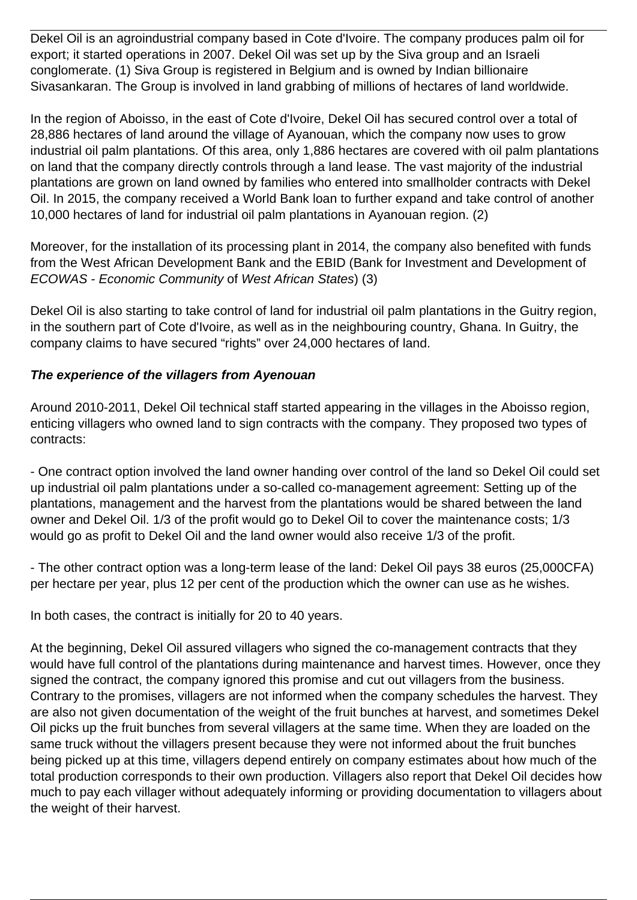Dekel Oil is an agroindustrial company based in Cote d'Ivoire. The company produces palm oil for export; it started operations in 2007. Dekel Oil was set up by the Siva group and an Israeli conglomerate. (1) Siva Group is registered in Belgium and is owned by Indian billionaire Sivasankaran. The Group is involved in land grabbing of millions of hectares of land worldwide.

In the region of Aboisso, in the east of Cote d'Ivoire, Dekel Oil has secured control over a total of 28,886 hectares of land around the village of Ayanouan, which the company now uses to grow industrial oil palm plantations. Of this area, only 1,886 hectares are covered with oil palm plantations on land that the company directly controls through a land lease. The vast majority of the industrial plantations are grown on land owned by families who entered into smallholder contracts with Dekel Oil. In 2015, the company received a World Bank loan to further expand and take control of another 10,000 hectares of land for industrial oil palm plantations in Ayanouan region. (2)

Moreover, for the installation of its processing plant in 2014, the company also benefited with funds from the West African Development Bank and the EBID (Bank for Investment and Development of *ECOWAS - Economic Community* of *West African States*) (3)

Dekel Oil is also starting to take control of land for industrial oil palm plantations in the Guitry region, in the southern part of Cote d'Ivoire, as well as in the neighbouring country, Ghana. In Guitry, the company claims to have secured "rights" over 24,000 hectares of land.

***The experience of the villagers from Ayenouan***

Around 2010-2011, Dekel Oil technical staff started appearing in the villages in the Aboisso region, enticing villagers who owned land to sign contracts with the company. They proposed two types of contracts:

- One contract option involved the land owner handing over control of the land so Dekel Oil could set up industrial oil palm plantations under a so-called co-management agreement: Setting up of the plantations, management and the harvest from the plantations would be shared between the land owner and Dekel Oil. 1/3 of the profit would go to Dekel Oil to cover the maintenance costs; 1/3 would go as profit to Dekel Oil and the land owner would also receive 1/3 of the profit.

- The other contract option was a long-term lease of the land: Dekel Oil pays 38 euros (25,000CFA) per hectare per year, plus 12 per cent of the production which the owner can use as he wishes.

In both cases, the contract is initially for 20 to 40 years.

At the beginning, Dekel Oil assured villagers who signed the co-management contracts that they would have full control of the plantations during maintenance and harvest times. However, once they signed the contract, the company ignored this promise and cut out villagers from the business. Contrary to the promises, villagers are not informed when the company schedules the harvest. They are also not given documentation of the weight of the fruit bunches at harvest, and sometimes Dekel Oil picks up the fruit bunches from several villagers at the same time. When they are loaded on the same truck without the villagers present because they were not informed about the fruit bunches being picked up at this time, villagers depend entirely on company estimates about how much of the total production corresponds to their own production. Villagers also report that Dekel Oil decides how much to pay each villager without adequately informing or providing documentation to villagers about the weight of their harvest.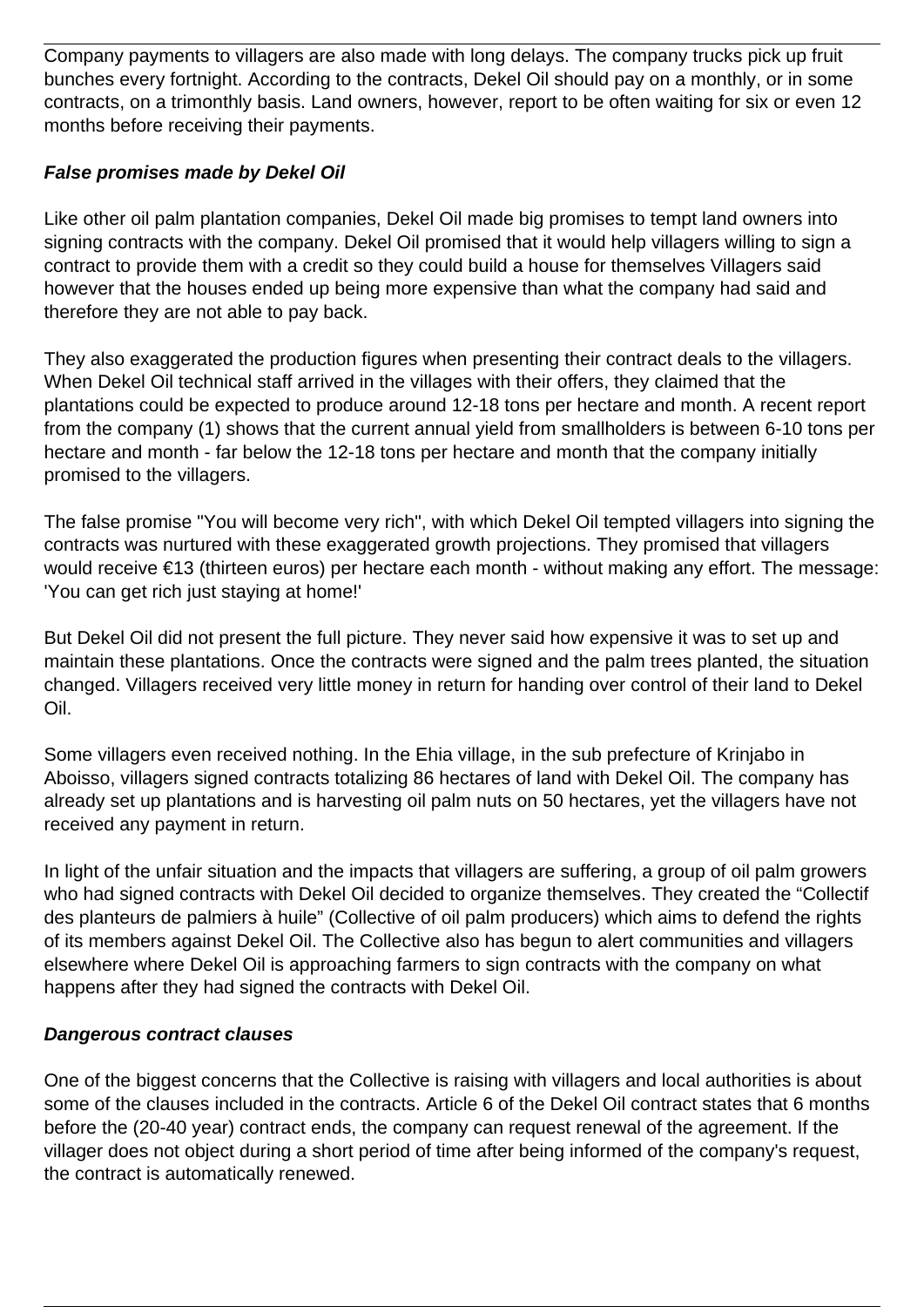Company payments to villagers are also made with long delays. The company trucks pick up fruit bunches every fortnight. According to the contracts, Dekel Oil should pay on a monthly, or in some contracts, on a trimonthly basis. Land owners, however, report to be often waiting for six or even 12 months before receiving their payments.

***False promises made by Dekel Oil***

Like other oil palm plantation companies, Dekel Oil made big promises to tempt land owners into signing contracts with the company. Dekel Oil promised that it would help villagers willing to sign a contract to provide them with a credit so they could build a house for themselves Villagers said however that the houses ended up being more expensive than what the company had said and therefore they are not able to pay back.

They also exaggerated the production figures when presenting their contract deals to the villagers. When Dekel Oil technical staff arrived in the villages with their offers, they claimed that the plantations could be expected to produce around 12-18 tons per hectare and month. A recent report from the company (1) shows that the current annual yield from smallholders is between 6-10 tons per hectare and month - far below the 12-18 tons per hectare and month that the company initially promised to the villagers.

The false promise "You will become very rich", with which Dekel Oil tempted villagers into signing the contracts was nurtured with these exaggerated growth projections. They promised that villagers would receive €13 (thirteen euros) per hectare each month - without making any effort. The message: 'You can get rich just staying at home!'

But Dekel Oil did not present the full picture. They never said how expensive it was to set up and maintain these plantations. Once the contracts were signed and the palm trees planted, the situation changed. Villagers received very little money in return for handing over control of their land to Dekel Oil.

Some villagers even received nothing. In the Ehia village, in the sub prefecture of Krinjabo in Aboisso, villagers signed contracts totalizing 86 hectares of land with Dekel Oil. The company has already set up plantations and is harvesting oil palm nuts on 50 hectares, yet the villagers have not received any payment in return.

In light of the unfair situation and the impacts that villagers are suffering, a group of oil palm growers who had signed contracts with Dekel Oil decided to organize themselves. They created the "Collectif des planteurs de palmiers à huile" (Collective of oil palm producers) which aims to defend the rights of its members against Dekel Oil. The Collective also has begun to alert communities and villagers elsewhere where Dekel Oil is approaching farmers to sign contracts with the company on what happens after they had signed the contracts with Dekel Oil.

***Dangerous contract clauses***

One of the biggest concerns that the Collective is raising with villagers and local authorities is about some of the clauses included in the contracts. Article 6 of the Dekel Oil contract states that 6 months before the (20-40 year) contract ends, the company can request renewal of the agreement. If the villager does not object during a short period of time after being informed of the company's request, the contract is automatically renewed.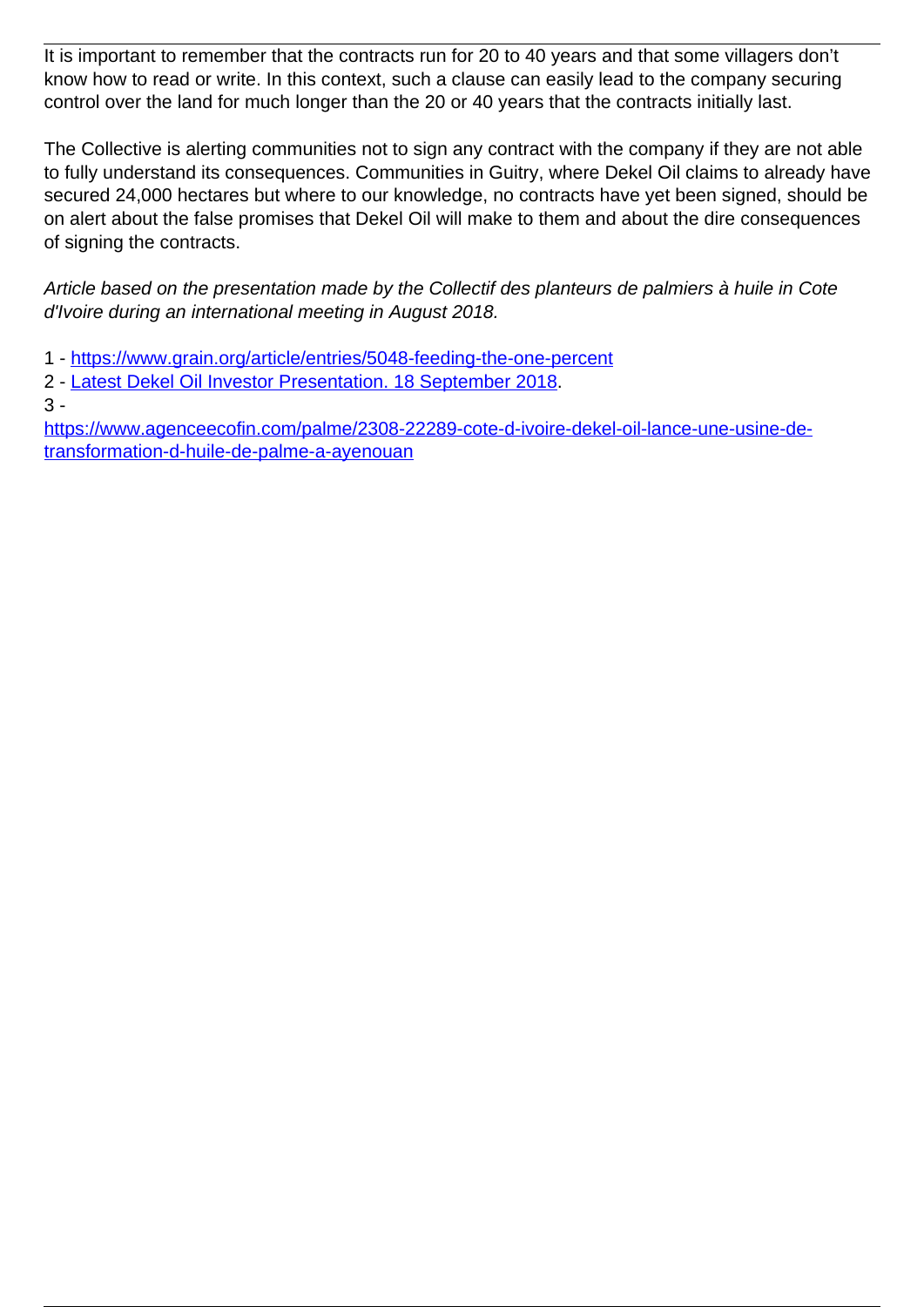It is important to remember that the contracts run for 20 to 40 years and that some villagers don't know how to read or write. In this context, such a clause can easily lead to the company securing control over the land for much longer than the 20 or 40 years that the contracts initially last.

The Collective is alerting communities not to sign any contract with the company if they are not able to fully understand its consequences. Communities in Guitry, where Dekel Oil claims to already have secured 24,000 hectares but where to our knowledge, no contracts have yet been signed, should be on alert about the false promises that Dekel Oil will make to them and about the dire consequences of signing the contracts.

*Article based on the presentation made by the Collectif des planteurs de palmiers à huile in Cote d'Ivoire during an international meeting in August 2018.*

1 - [https://www.grain.org/article/entries/5048-feeding-the-one-percent](https://www.grain.org/article/entries/5048-feeding-the-one-percent)

2 - Latest Dekel Oil Investor Presentation. 18 September 2018.

3 - [https://www.agenceecofin.com/palme/2308-22289-cote-d-ivoire-dekel-oil-lance-une-usine-de-transformation-d-huile-de-palme-a-ayenouan](https://www.agenceecofin.com/palme/2308-22289-cote-d-ivoire-dekel-oil-lance-une-usine-de-transformation-d-huile-de-palme-a-ayenouan)